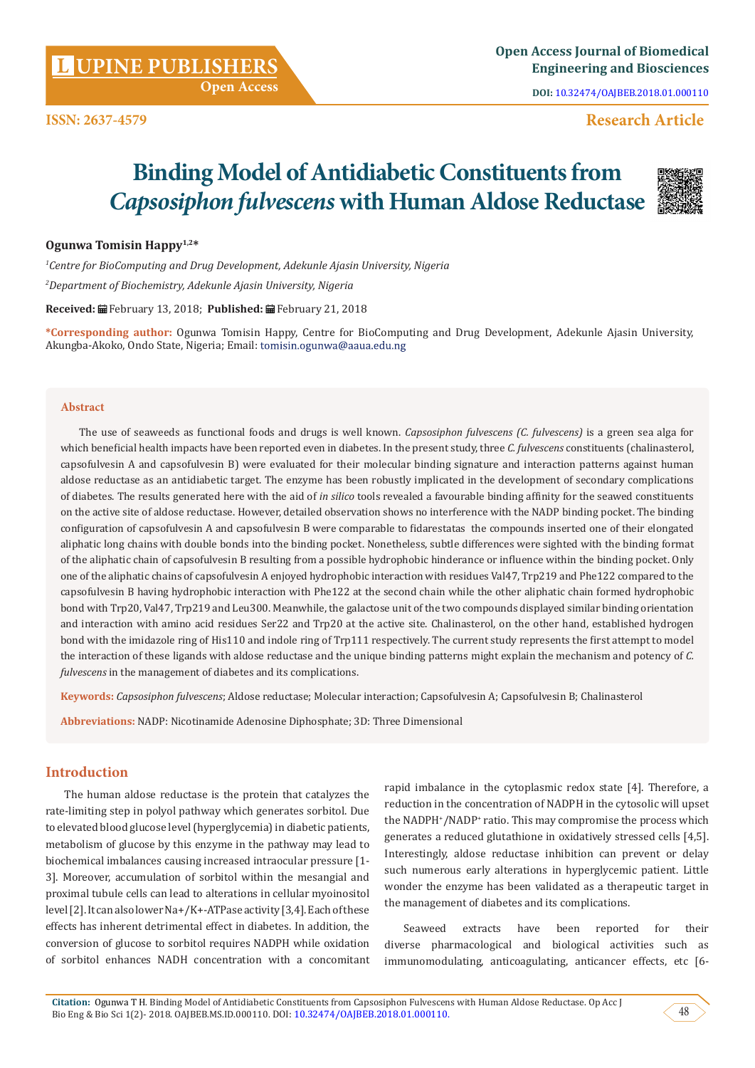ISSN: 2637-4579

Research Article

# Binding Model of Antidiabetic Constituents from *Capsosiphon fulvescens* with Human Aldose Reductase

**Ogunwa Tomisin Happy[1,2]***

[1]*Centre for BioComputing and Drug Development, Adekunle Ajasin University, Nigeria*

[2]*Department of Biochemistry, Adekunle Ajasin University, Nigeria*

**Received:** February 13, 2018; **Published:** February 21, 2018

***Corresponding author:** Ogunwa Tomisin Happy, Centre for BioComputing and Drug Development, Adekunle Ajasin University, Akungba-Akoko, Ondo State, Nigeria; Email: tomisin.ogunwa@aaua.edu.ng

## Abstract

The use of seaweeds as functional foods and drugs is well known. *Capsosiphon fulvescens (C. fulvescens)* is a green sea alga for which beneficial health impacts have been reported even in diabetes. In the present study, three *C. fulvescens* constituents (chalinasterol, capsofulvesin A and capsofulvesin B) were evaluated for their molecular binding signature and interaction patterns against human aldose reductase as an antidiabetic target. The enzyme has been robustly implicated in the development of secondary complications of diabetes. The results generated here with the aid of *in silico* tools revealed a favourable binding affinity for the seawed constituents on the active site of aldose reductase. However, detailed observation shows no interference with the NADP binding pocket. The binding configuration of capsofulvesin A and capsofulvesin B were comparable to fidarestatas the compounds inserted one of their elongated aliphatic long chains with double bonds into the binding pocket. Nonetheless, subtle differences were sighted with the binding format of the aliphatic chain of capsofulvesin B resulting from a possible hydrophobic hinderance or influence within the binding pocket. Only one of the aliphatic chains of capsofulvesin A enjoyed hydrophobic interaction with residues Val47, Trp219 and Phe122 compared to the capsofulvesin B having hydrophobic interaction with Phe122 at the second chain while the other aliphatic chain formed hydrophobic bond with Trp20, Val47, Trp219 and Leu300. Meanwhile, the galactose unit of the two compounds displayed similar binding orientation and interaction with amino acid residues Ser22 and Trp20 at the active site. Chalinasterol, on the other hand, established hydrogen bond with the imidazole ring of His110 and indole ring of Trp111 respectively. The current study represents the first attempt to model the interaction of these ligands with aldose reductase and the unique binding patterns might explain the mechanism and potency of *C. fulvescens* in the management of diabetes and its complications.

**Keywords:** *Capsosiphon fulvescens*; Aldose reductase; Molecular interaction; Capsofulvesin A; Capsofulvesin B; Chalinasterol

**Abbreviations:** NADP: Nicotinamide Adenosine Diphosphate; 3D: Three Dimensional

## Introduction

The human aldose reductase is the protein that catalyzes the rate-limiting step in polyol pathway which generates sorbitol. Due to elevated blood glucose level (hyperglycemia) in diabetic patients, metabolism of glucose by this enzyme in the pathway may lead to biochemical imbalances causing increased intraocular pressure [1-3]. Moreover, accumulation of sorbitol within the mesangial and proximal tubule cells can lead to alterations in cellular myoinositol level [2]. It can also lower Na+/K+-ATPase activity [3,4]. Each of these effects has inherent detrimental effect in diabetes. In addition, the conversion of glucose to sorbitol requires NADPH while oxidation of sorbitol enhances NADH concentration with a concomitant rapid imbalance in the cytoplasmic redox state [4]. Therefore, a reduction in the concentration of NADPH in the cytosolic will upset the $NADPH^+/NADP^+$ ratio. This may compromise the process which generates a reduced glutathione in oxidatively stressed cells [4,5]. Interestingly, aldose reductase inhibition can prevent or delay such numerous early alterations in hyperglycemic patient. Little wonder the enzyme has been validated as a therapeutic target in the management of diabetes and its complications.

Seaweed extracts have been reported for their diverse pharmacological and biological activities such as immunomodulating, anticoagulating, anticancer effects, etc [6-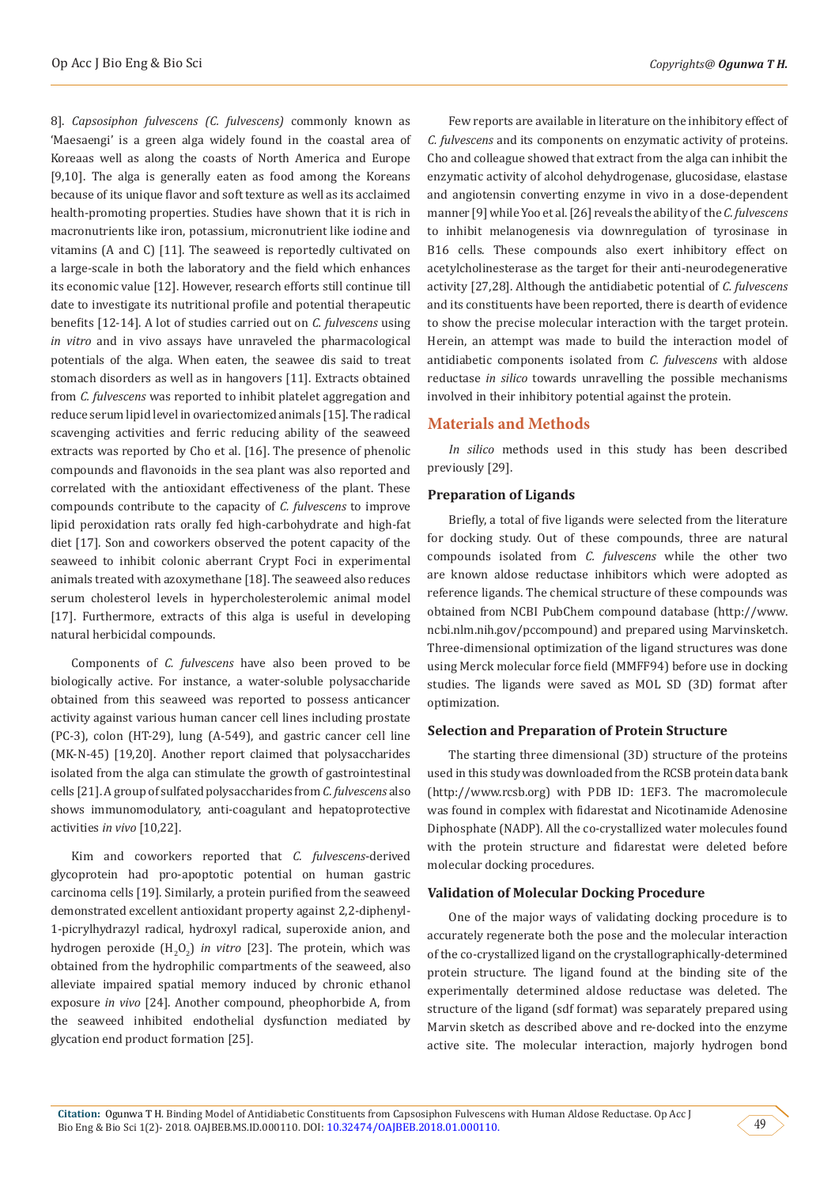8]. *Capsosiphon fulvescens (C. fulvescens)* commonly known as 'Maesaengi' is a green alga widely found in the coastal area of Koreaas well as along the coasts of North America and Europe [9,10]. The alga is generally eaten as food among the Koreans because of its unique flavor and soft texture as well as its acclaimed health-promoting properties. Studies have shown that it is rich in macronutrients like iron, potassium, micronutrient like iodine and vitamins (A and C) [11]. The seaweed is reportedly cultivated on a large-scale in both the laboratory and the field which enhances its economic value [12]. However, research efforts still continue till date to investigate its nutritional profile and potential therapeutic benefits [12-14]. A lot of studies carried out on *C. fulvescens* using *in vitro* and in vivo assays have unraveled the pharmacological potentials of the alga. When eaten, the seawee dis said to treat stomach disorders as well as in hangovers [11]. Extracts obtained from *C. fulvescens* was reported to inhibit platelet aggregation and reduce serum lipid level in ovariectomized animals [15]. The radical scavenging activities and ferric reducing ability of the seaweed extracts was reported by Cho et al. [16]. The presence of phenolic compounds and flavonoids in the sea plant was also reported and correlated with the antioxidant effectiveness of the plant. These compounds contribute to the capacity of *C. fulvescens* to improve lipid peroxidation rats orally fed high-carbohydrate and high-fat diet [17]. Son and coworkers observed the potent capacity of the seaweed to inhibit colonic aberrant Crypt Foci in experimental animals treated with azoxymethane [18]. The seaweed also reduces serum cholesterol levels in hypercholesterolemic animal model [17]. Furthermore, extracts of this alga is useful in developing natural herbicidal compounds.

Components of *C. fulvescens* have also been proved to be biologically active. For instance, a water-soluble polysaccharide obtained from this seaweed was reported to possess anticancer activity against various human cancer cell lines including prostate (PC-3), colon (HT-29), lung (A-549), and gastric cancer cell line (MK-N-45) [19,20]. Another report claimed that polysaccharides isolated from the alga can stimulate the growth of gastrointestinal cells [21]. A group of sulfated polysaccharides from *C. fulvescens* also shows immunomodulatory, anti-coagulant and hepatoprotective activities *in vivo* [10,22].

Kim and coworkers reported that *C. fulvescens*-derived glycoprotein had pro-apoptotic potential on human gastric carcinoma cells [19]. Similarly, a protein purified from the seaweed demonstrated excellent antioxidant property against 2,2-diphenyl-1-picrylhydrazyl radical, hydroxyl radical, superoxide anion, and hydrogen peroxide ($H_2O_2$) *in vitro* [23]. The protein, which was obtained from the hydrophilic compartments of the seaweed, also alleviate impaired spatial memory induced by chronic ethanol exposure *in vivo* [24]. Another compound, pheophorbide A, from the seaweed inhibited endothelial dysfunction mediated by glycation end product formation [25].

Few reports are available in literature on the inhibitory effect of *C. fulvescens* and its components on enzymatic activity of proteins. Cho and colleague showed that extract from the alga can inhibit the enzymatic activity of alcohol dehydrogenase, glucosidase, elastase and angiotensin converting enzyme in vivo in a dose-dependent manner [9] while Yoo et al. [26] reveals the ability of the *C. fulvescens* to inhibit melanogenesis via downregulation of tyrosinase in B16 cells. These compounds also exert inhibitory effect on acetylcholinesterase as the target for their anti-neurodegenerative activity [27,28]. Although the antidiabetic potential of *C. fulvescens* and its constituents have been reported, there is dearth of evidence to show the precise molecular interaction with the target protein. Herein, an attempt was made to build the interaction model of antidiabetic components isolated from *C. fulvescens* with aldose reductase *in silico* towards unravelling the possible mechanisms involved in their inhibitory potential against the protein.

## Materials and Methods

*In silico* methods used in this study has been described previously [29].

### Preparation of Ligands

Briefly, a total of five ligands were selected from the literature for docking study. Out of these compounds, three are natural compounds isolated from *C. fulvescens* while the other two are known aldose reductase inhibitors which were adopted as reference ligands. The chemical structure of these compounds was obtained from NCBI PubChem compound database (http://www.ncbi.nlm.nih.gov/pccompound) and prepared using Marvinsketch. Three-dimensional optimization of the ligand structures was done using Merck molecular force field (MMFF94) before use in docking studies. The ligands were saved as MOL SD (3D) format after optimization.

### Selection and Preparation of Protein Structure

The starting three dimensional (3D) structure of the proteins used in this study was downloaded from the RCSB protein data bank (http://www.rcsb.org) with PDB ID: 1EF3. The macromolecule was found in complex with fidarestat and Nicotinamide Adenosine Diphosphate (NADP). All the co-crystallized water molecules found with the protein structure and fidarestat were deleted before molecular docking procedures.

### Validation of Molecular Docking Procedure

One of the major ways of validating docking procedure is to accurately regenerate both the pose and the molecular interaction of the co-crystallized ligand on the crystallographically-determined protein structure. The ligand found at the binding site of the experimentally determined aldose reductase was deleted. The structure of the ligand (sdf format) was separately prepared using Marvin sketch as described above and re-docked into the enzyme active site. The molecular interaction, majorly hydrogen bond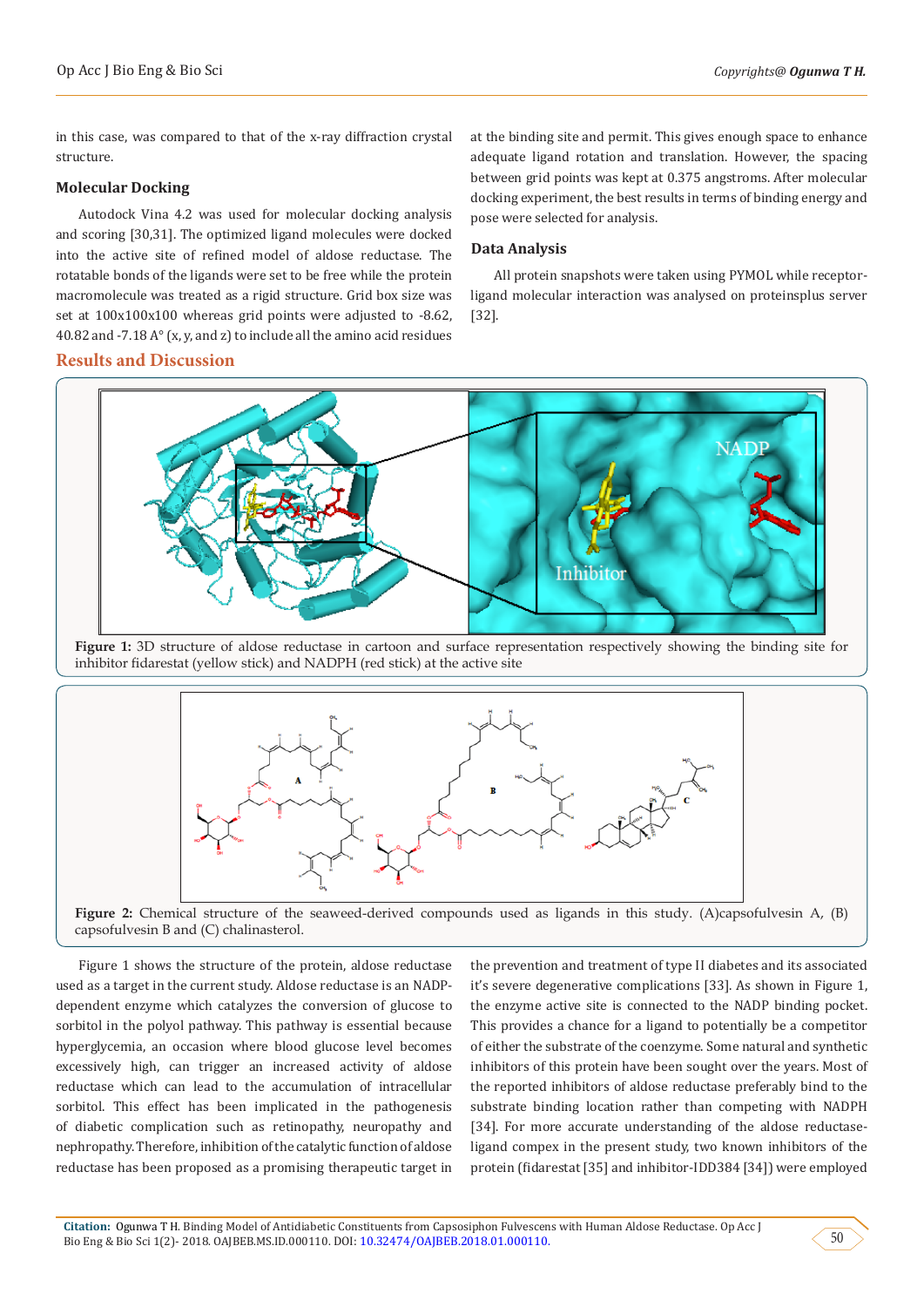in this case, was compared to that of the x-ray diffraction crystal structure.

### Molecular Docking

Autodock Vina 4.2 was used for molecular docking analysis and scoring [30,31]. The optimized ligand molecules were docked into the active site of refined model of aldose reductase. The rotatable bonds of the ligands were set to be free while the protein macromolecule was treated as a rigid structure. Grid box size was set at 100x100x100 whereas grid points were adjusted to -8.62, 40.82 and -7.18 A° (x, y, and z) to include all the amino acid residues at the binding site and permit. This gives enough space to enhance adequate ligand rotation and translation. However, the spacing between grid points was kept at 0.375 angstroms. After molecular docking experiment, the best results in terms of binding energy and pose were selected for analysis.

### Data Analysis

All protein snapshots were taken using PYMOL while receptor-ligand molecular interaction was analysed on proteinsplus server [32].

## Results and Discussion

**Figure 1:** 3D structure of aldose reductase in cartoon and surface representation respectively showing the binding site for inhibitor fidarestat (yellow stick) and NADPH (red stick) at the active site

**Figure 2:** Chemical structure of the seaweed-derived compounds used as ligands in this study. (A)capsofulvesin A, (B) capsofulvesin B and (C) chalinasterol.

Figure 1 shows the structure of the protein, aldose reductase used as a target in the current study. Aldose reductase is an NADP-dependent enzyme which catalyzes the conversion of glucose to sorbitol in the polyol pathway. This pathway is essential because hyperglycemia, an occasion where blood glucose level becomes excessively high, can trigger an increased activity of aldose reductase which can lead to the accumulation of intracellular sorbitol. This effect has been implicated in the pathogenesis of diabetic complication such as retinopathy, neuropathy and nephropathy. Therefore, inhibition of the catalytic function of aldose reductase has been proposed as a promising therapeutic target in the prevention and treatment of type II diabetes and its associated it's severe degenerative complications [33]. As shown in Figure 1, the enzyme active site is connected to the NADP binding pocket. This provides a chance for a ligand to potentially be a competitor of either the substrate of the coenzyme. Some natural and synthetic inhibitors of this protein have been sought over the years. Most of the reported inhibitors of aldose reductase preferably bind to the substrate binding location rather than competing with NADPH [34]. For more accurate understanding of the aldose reductase-ligand compex in the present study, two known inhibitors of the protein (fidarestat [35] and inhibitor-IDD384 [34]) were employed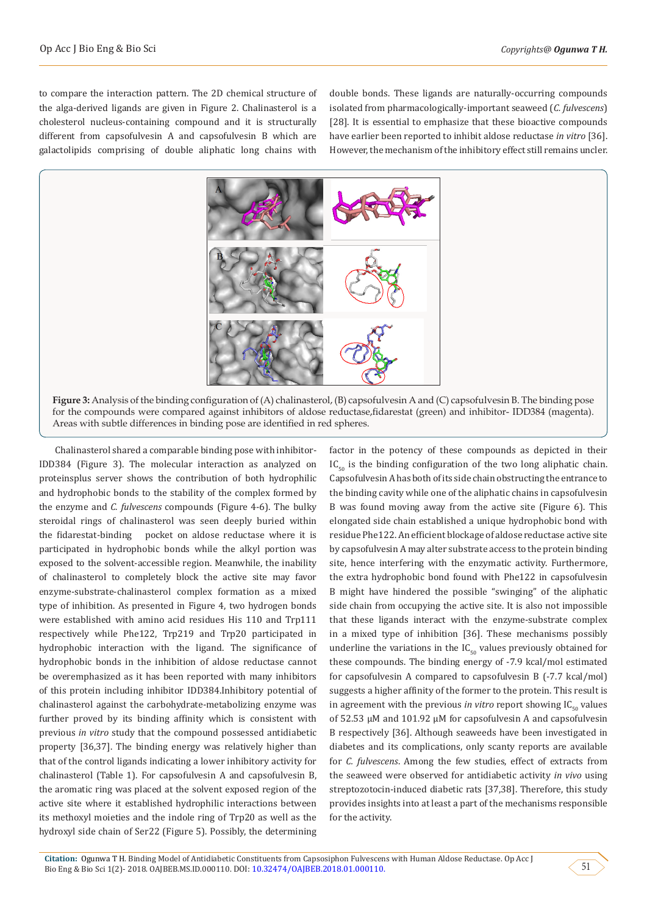to compare the interaction pattern. The 2D chemical structure of the alga-derived ligands are given in Figure 2. Chalinasterol is a cholesterol nucleus-containing compound and it is structurally different from capsofulvesin A and capsofulvesin B which are galactolipids comprising of double aliphatic long chains with double bonds. These ligands are naturally-occurring compounds isolated from pharmacologically-important seaweed (*C. fulvescens*) [28]. It is essential to emphasize that these bioactive compounds have earlier been reported to inhibit aldose reductase *in vitro* [36]. However, the mechanism of the inhibitory effect still remains uncler.

**Figure 3:** Analysis of the binding configuration of (A) chalinasterol, (B) capsofulvesin A and (C) capsofulvesin B. The binding pose for the compounds were compared against inhibitors of aldose reductase,fidarestat (green) and inhibitor- IDD384 (magenta). Areas with subtle differences in binding pose are identified in red spheres.

Chalinasterol shared a comparable binding pose with inhibitor-IDD384 (Figure 3). The molecular interaction as analyzed on proteinsplus server shows the contribution of both hydrophilic and hydrophobic bonds to the stability of the complex formed by the enzyme and *C. fulvescens* compounds (Figure 4-6). The bulky steroidal rings of chalinasterol was seen deeply buried within the fidarestat-binding pocket on aldose reductase where it is participated in hydrophobic bonds while the alkyl portion was exposed to the solvent-accessible region. Meanwhile, the inability of chalinasterol to completely block the active site may favor enzyme-substrate-chalinasterol complex formation as a mixed type of inhibition. As presented in Figure 4, two hydrogen bonds were established with amino acid residues His 110 and Trp111 respectively while Phe122, Trp219 and Trp20 participated in hydrophobic interaction with the ligand. The significance of hydrophobic bonds in the inhibition of aldose reductase cannot be overemphasized as it has been reported with many inhibitors of this protein including inhibitor IDD384.Inhibitory potential of chalinasterol against the carbohydrate-metabolizing enzyme was further proved by its binding affinity which is consistent with previous *in vitro* study that the compound possessed antidiabetic property [36,37]. The binding energy was relatively higher than that of the control ligands indicating a lower inhibitory activity for chalinasterol (Table 1). For capsofulvesin A and capsofulvesin B, the aromatic ring was placed at the solvent exposed region of the active site where it established hydrophilic interactions between its methoxyl moieties and the indole ring of Trp20 as well as the hydroxyl side chain of Ser22 (Figure 5). Possibly, the determining factor in the potency of these compounds as depicted in their $IC_{50}$ is the binding configuration of the two long aliphatic chain. Capsofulvesin A has both of its side chain obstructing the entrance to the binding cavity while one of the aliphatic chains in capsofulvesin B was found moving away from the active site (Figure 6). This elongated side chain established a unique hydrophobic bond with residue Phe122. An efficient blockage of aldose reductase active site by capsofulvesin A may alter substrate access to the protein binding site, hence interfering with the enzymatic activity. Furthermore, the extra hydrophobic bond found with Phe122 in capsofulvesin B might have hindered the possible "swinging" of the aliphatic side chain from occupying the active site. It is also not impossible that these ligands interact with the enzyme-substrate complex in a mixed type of inhibition [36]. These mechanisms possibly underline the variations in the $IC_{50}$ values previously obtained for these compounds. The binding energy of -7.9 kcal/mol estimated for capsofulvesin A compared to capsofulvesin B (-7.7 kcal/mol) suggests a higher affinity of the former to the protein. This result is in agreement with the previous *in vitro* report showing $IC_{50}$ values of 52.53 μM and 101.92 μM for capsofulvesin A and capsofulvesin B respectively [36]. Although seaweeds have been investigated in diabetes and its complications, only scanty reports are available for *C. fulvescens*. Among the few studies, effect of extracts from the seaweed were observed for antidiabetic activity *in vivo* using streptozotocin-induced diabetic rats [37,38]. Therefore, this study provides insights into at least a part of the mechanisms responsible for the activity.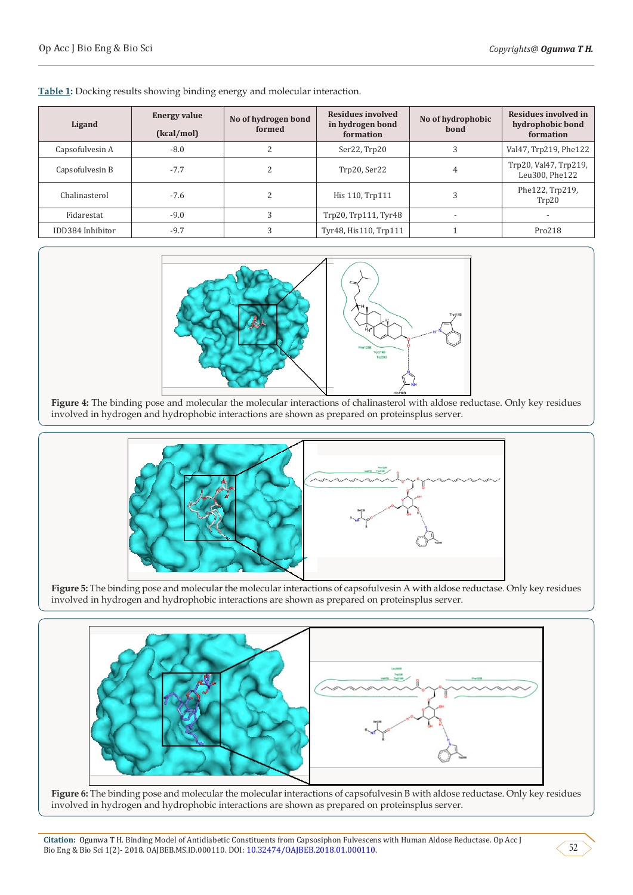**Table 1:** Docking results showing binding energy and molecular interaction.

| Ligand | Energy value (kcal/mol) | No of hydrogen bond formed | Residues involved in hydrogen bond formation | No of hydrophobic bond | Residues involved in hydrophobic bond formation |
|---|---|---|---|---|---|
| Capsofulvesin A | -8.0 | 2 | Ser22, Trp20 | 3 | Val47, Trp219, Phe122 |
| Capsofulvesin B | -7.7 | 2 | Trp20, Ser22 | 4 | Trp20, Val47, Trp219, Leu300, Phe122 |
| Chalinasterol | -7.6 | 2 | His 110, Trp111 | 3 | Phe122, Trp219, Trp20 |
| Fidarestat | -9.0 | 3 | Trp20, Trp111, Tyr48 | - | - |
| IDD384 Inhibitor | -9.7 | 3 | Tyr48, His110, Trp111 | 1 | Pro218 |

**Figure 4:** The binding pose and molecular the molecular interactions of chalinasterol with aldose reductase. Only key residues involved in hydrogen and hydrophobic interactions are shown as prepared on proteinsplus server.

**Figure 5:** The binding pose and molecular the molecular interactions of capsofulvesin A with aldose reductase. Only key residues involved in hydrogen and hydrophobic interactions are shown as prepared on proteinsplus server.

**Figure 6:** The binding pose and molecular the molecular interactions of capsofulvesin B with aldose reductase. Only key residues involved in hydrogen and hydrophobic interactions are shown as prepared on proteinsplus server.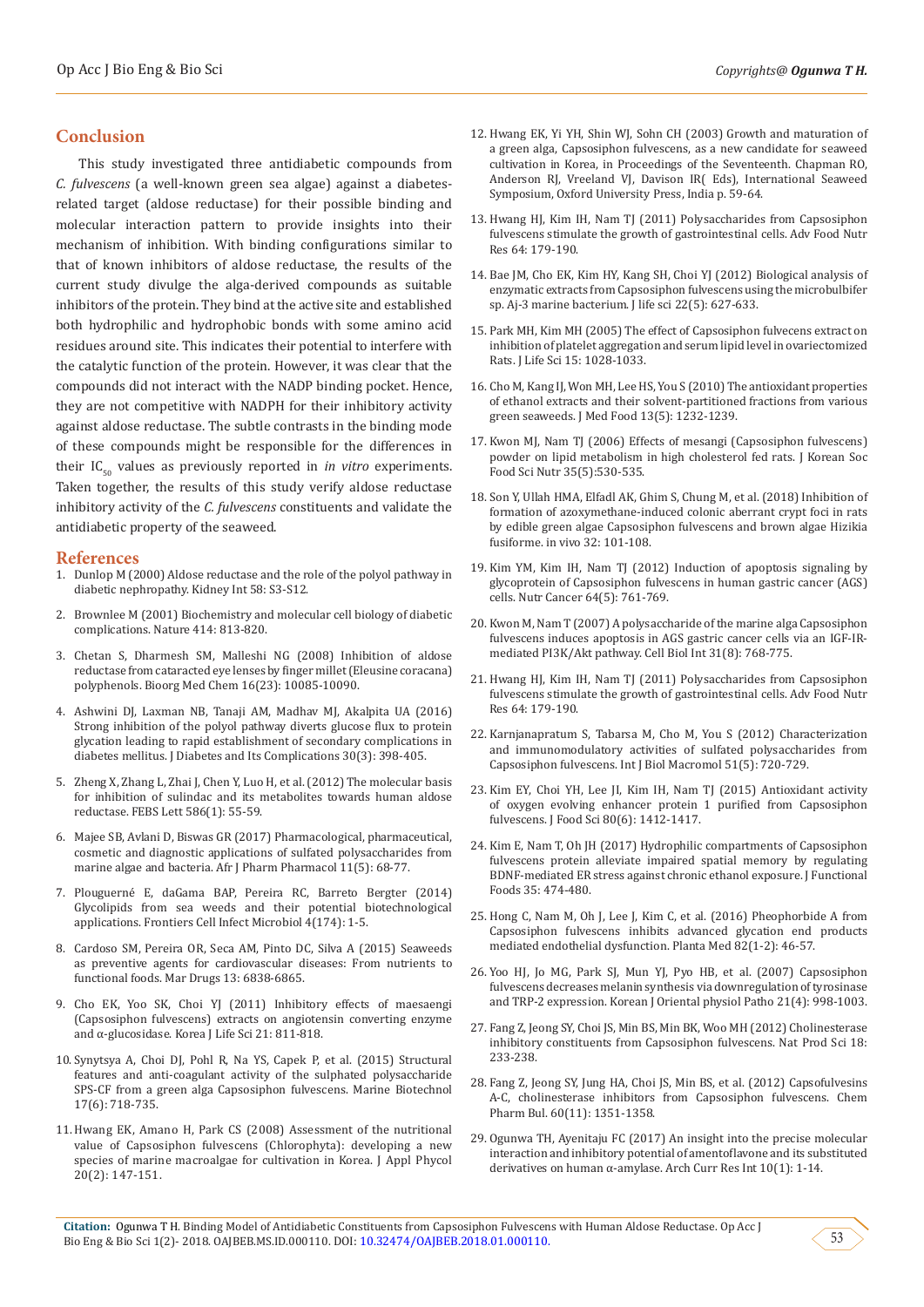## Conclusion

This study investigated three antidiabetic compounds from *C. fulvescens* (a well-known green sea algae) against a diabetes-related target (aldose reductase) for their possible binding and molecular interaction pattern to provide insights into their mechanism of inhibition. With binding configurations similar to that of known inhibitors of aldose reductase, the results of the current study divulge the alga-derived compounds as suitable inhibitors of the protein. They bind at the active site and established both hydrophilic and hydrophobic bonds with some amino acid residues around site. This indicates their potential to interfere with the catalytic function of the protein. However, it was clear that the compounds did not interact with the NADP binding pocket. Hence, they are not competitive with NADPH for their inhibitory activity against aldose reductase. The subtle contrasts in the binding mode of these compounds might be responsible for the differences in their $IC_{50}$ values as previously reported in *in vitro* experiments. Taken together, the results of this study verify aldose reductase inhibitory activity of the *C. fulvescens* constituents and validate the antidiabetic property of the seaweed.

## References

1. Dunlop M (2000) Aldose reductase and the role of the polyol pathway in diabetic nephropathy. Kidney Int 58: S3-S12.
2. Brownlee M (2001) Biochemistry and molecular cell biology of diabetic complications. Nature 414: 813-820.
3. Chetan S, Dharmesh SM, Malleshi NG (2008) Inhibition of aldose reductase from cataracted eye lenses by finger millet (Eleusine coracana) polyphenols. Bioorg Med Chem 16(23): 10085-10090.
4. Ashwini DJ, Laxman NB, Tanaji AM, Madhav MJ, Akalpita UA (2016) Strong inhibition of the polyol pathway diverts glucose flux to protein glycation leading to rapid establishment of secondary complications in diabetes mellitus. J Diabetes and Its Complications 30(3): 398-405.
5. Zheng X, Zhang L, Zhai J, Chen Y, Luo H, et al. (2012) The molecular basis for inhibition of sulindac and its metabolites towards human aldose reductase. FEBS Lett 586(1): 55-59.
6. Majee SB, Avlani D, Biswas GR (2017) Pharmacological, pharmaceutical, cosmetic and diagnostic applications of sulfated polysaccharides from marine algae and bacteria. Afr J Pharm Pharmacol 11(5): 68-77.
7. Plouguerné E, daGama BAP, Pereira RC, Barreto Bergter (2014) Glycolipids from sea weeds and their potential biotechnological applications. Frontiers Cell Infect Microbiol 4(174): 1-5.
8. Cardoso SM, Pereira OR, Seca AM, Pinto DC, Silva A (2015) Seaweeds as preventive agents for cardiovascular diseases: From nutrients to functional foods. Mar Drugs 13: 6838-6865.
9. Cho EK, Yoo SK, Choi YJ (2011) Inhibitory effects of maesaengi (Capsosiphon fulvescens) extracts on angiotensin converting enzyme and α-glucosidase. Korea J Life Sci 21: 811-818.
10. Synytsya A, Choi DJ, Pohl R, Na YS, Capek P, et al. (2015) Structural features and anti-coagulant activity of the sulphated polysaccharide SPS-CF from a green alga Capsosiphon fulvescens. Marine Biotechnol 17(6): 718-735.
11. Hwang EK, Amano H, Park CS (2008) Assessment of the nutritional value of Capsosiphon fulvescens (Chlorophyta): developing a new species of marine macroalgae for cultivation in Korea. J Appl Phycol 20(2): 147-151.
12. Hwang EK, Yi YH, Shin WJ, Sohn CH (2003) Growth and maturation of a green alga, Capsosiphon fulvescens, as a new candidate for seaweed cultivation in Korea, in Proceedings of the Seventeenth. Chapman RO, Anderson RJ, Vreeland VJ, Davison IR( Eds), International Seaweed Symposium, Oxford University Press, India p. 59-64.
13. Hwang HJ, Kim IH, Nam TJ (2011) Polysaccharides from Capsosiphon fulvescens stimulate the growth of gastrointestinal cells. Adv Food Nutr Res 64: 179-190.
14. Bae JM, Cho EK, Kim HY, Kang SH, Choi YJ (2012) Biological analysis of enzymatic extracts from Capsosiphon fulvescens using the microbulbifer sp. Aj-3 marine bacterium. J life sci 22(5): 627-633.
15. Park MH, Kim MH (2005) The effect of Capsosiphon fulvecens extract on inhibition of platelet aggregation and serum lipid level in ovariectomized Rats. J Life Sci 15: 1028-1033.
16. Cho M, Kang IJ, Won MH, Lee HS, You S (2010) The antioxidant properties of ethanol extracts and their solvent-partitioned fractions from various green seaweeds. J Med Food 13(5): 1232-1239.
17. Kwon MJ, Nam TJ (2006) Effects of mesangi (Capsosiphon fulvescens) powder on lipid metabolism in high cholesterol fed rats. J Korean Soc Food Sci Nutr 35(5):530-535.
18. Son Y, Ullah HMA, Elfadl AK, Ghim S, Chung M, et al. (2018) Inhibition of formation of azoxymethane-induced colonic aberrant crypt foci in rats by edible green algae Capsosiphon fulvescens and brown algae Hizikia fusiforme. in vivo 32: 101-108.
19. Kim YM, Kim IH, Nam TJ (2012) Induction of apoptosis signaling by glycoprotein of Capsosiphon fulvescens in human gastric cancer (AGS) cells. Nutr Cancer 64(5): 761-769.
20. Kwon M, Nam T (2007) A polysaccharide of the marine alga Capsosiphon fulvescens induces apoptosis in AGS gastric cancer cells via an IGF-IR-mediated PI3K/Akt pathway. Cell Biol Int 31(8): 768-775.
21. Hwang HJ, Kim IH, Nam TJ (2011) Polysaccharides from Capsosiphon fulvescens stimulate the growth of gastrointestinal cells. Adv Food Nutr Res 64: 179-190.
22. Karnjanapratum S, Tabarsa M, Cho M, You S (2012) Characterization and immunomodulatory activities of sulfated polysaccharides from Capsosiphon fulvescens. Int J Biol Macromol 51(5): 720-729.
23. Kim EY, Choi YH, Lee JI, Kim IH, Nam TJ (2015) Antioxidant activity of oxygen evolving enhancer protein 1 purified from Capsosiphon fulvescens. J Food Sci 80(6): 1412-1417.
24. Kim E, Nam T, Oh JH (2017) Hydrophilic compartments of Capsosiphon fulvescens protein alleviate impaired spatial memory by regulating BDNF-mediated ER stress against chronic ethanol exposure. J Functional Foods 35: 474-480.
25. Hong C, Nam M, Oh J, Lee J, Kim C, et al. (2016) Pheophorbide A from Capsosiphon fulvescens inhibits advanced glycation end products mediated endothelial dysfunction. Planta Med 82(1-2): 46-57.
26. Yoo HJ, Jo MG, Park SJ, Mun YJ, Pyo HB, et al. (2007) Capsosiphon fulvescens decreases melanin synthesis via downregulation of tyrosinase and TRP-2 expression. Korean J Oriental physiol Patho 21(4): 998-1003.
27. Fang Z, Jeong SY, Choi JS, Min BS, Min BK, Woo MH (2012) Cholinesterase inhibitory constituents from Capsosiphon fulvescens. Nat Prod Sci 18: 233-238.
28. Fang Z, Jeong SY, Jung HA, Choi JS, Min BS, et al. (2012) Capsofulvesins A-C, cholinesterase inhibitors from Capsosiphon fulvescens. Chem Pharm Bul. 60(11): 1351-1358.
29. Ogunwa TH, Ayenitaju FC (2017) An insight into the precise molecular interaction and inhibitory potential of amentoflavone and its substituted derivatives on human α-amylase. Arch Curr Res Int 10(1): 1-14.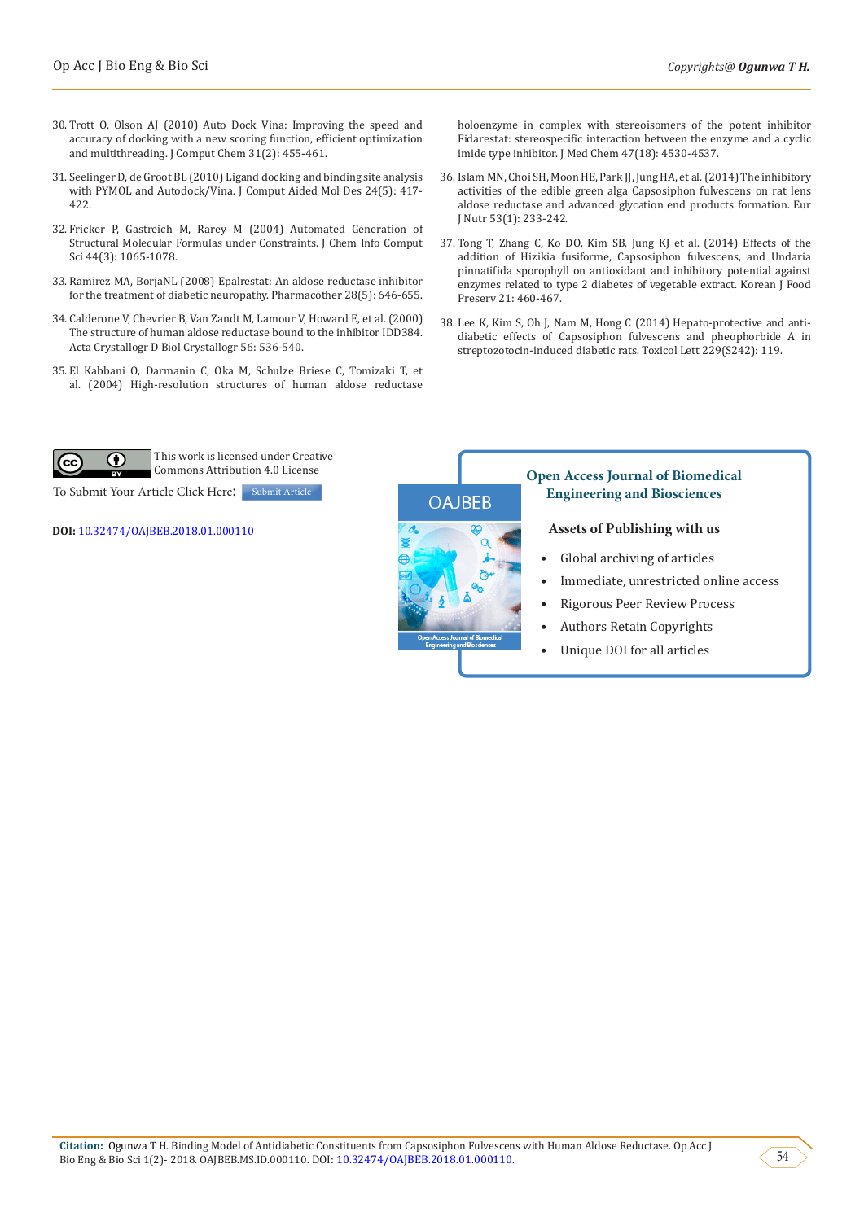30. Trott O, Olson AJ (2010) Auto Dock Vina: Improving the speed and accuracy of docking with a new scoring function, efficient optimization and multithreading. J Comput Chem 31(2): 455-461.

31. Seelinger D, de Groot BL (2010) Ligand docking and binding site analysis with PYMOL and Autodock/Vina. J Comput Aided Mol Des 24(5): 417-422.

32. Fricker P, Gastreich M, Rarey M (2004) Automated Generation of Structural Molecular Formulas under Constraints. J Chem Info Comput Sci 44(3): 1065-1078.

33. Ramirez MA, BorjaNL (2008) Epalrestat: An aldose reductase inhibitor for the treatment of diabetic neuropathy. Pharmacother 28(5): 646-655.

34. Calderone V, Chevrier B, Van Zandt M, Lamour V, Howard E, et al. (2000) The structure of human aldose reductase bound to the inhibitor IDD384. Acta Crystallogr D Biol Crystallogr 56: 536-540.

35. El Kabbani O, Darmanin C, Oka M, Schulze Briese C, Tomizaki T, et al. (2004) High-resolution structures of human aldose reductase holoenzyme in complex with stereoisomers of the potent inhibitor Fidarestat: stereospecific interaction between the enzyme and a cyclic imide type inhibitor. J Med Chem 47(18): 4530-4537.

36. Islam MN, Choi SH, Moon HE, Park JJ, Jung HA, et al. (2014) The inhibitory activities of the edible green alga Capsosiphon fulvescens on rat lens aldose reductase and advanced glycation end products formation. Eur J Nutr 53(1): 233-242.

37. Tong T, Zhang C, Ko DO, Kim SB, Jung KJ et al. (2014) Effects of the addition of Hizikia fusiforme, Capsosiphon fulvescens, and Undaria pinnatifida sporophyll on antioxidant and inhibitory potential against enzymes related to type 2 diabetes of vegetable extract. Korean J Food Preserv 21: 460-467.

38. Lee K, Kim S, Oh J, Nam M, Hong C (2014) Hepato-protective and anti-diabetic effects of Capsosiphon fulvescens and pheophorbide A in streptozotocin-induced diabetic rats. Toxicol Lett 229(S242): 119.

This work is licensed under Creative Commons Attribution 4.0 License

To Submit Your Article Click Here: Submit Article

**DOI:** 10.32474/OAJBEB.2018.01.000110

## Open Access Journal of Biomedical Engineering and Biosciences

### Assets of Publishing with us

- Global archiving of articles
- Immediate, unrestricted online access
- Rigorous Peer Review Process
- Authors Retain Copyrights
- Unique DOI for all articles

**Citation:** Ogunwa T H. Binding Model of Antidiabetic Constituents from Capsosiphon Fulvescens with Human Aldose Reductase. Op Acc J Bio Eng & Bio Sci 1(2)- 2018. OAJBEB.MS.ID.000110. DOI: 10.32474/OAJBEB.2018.01.000110.